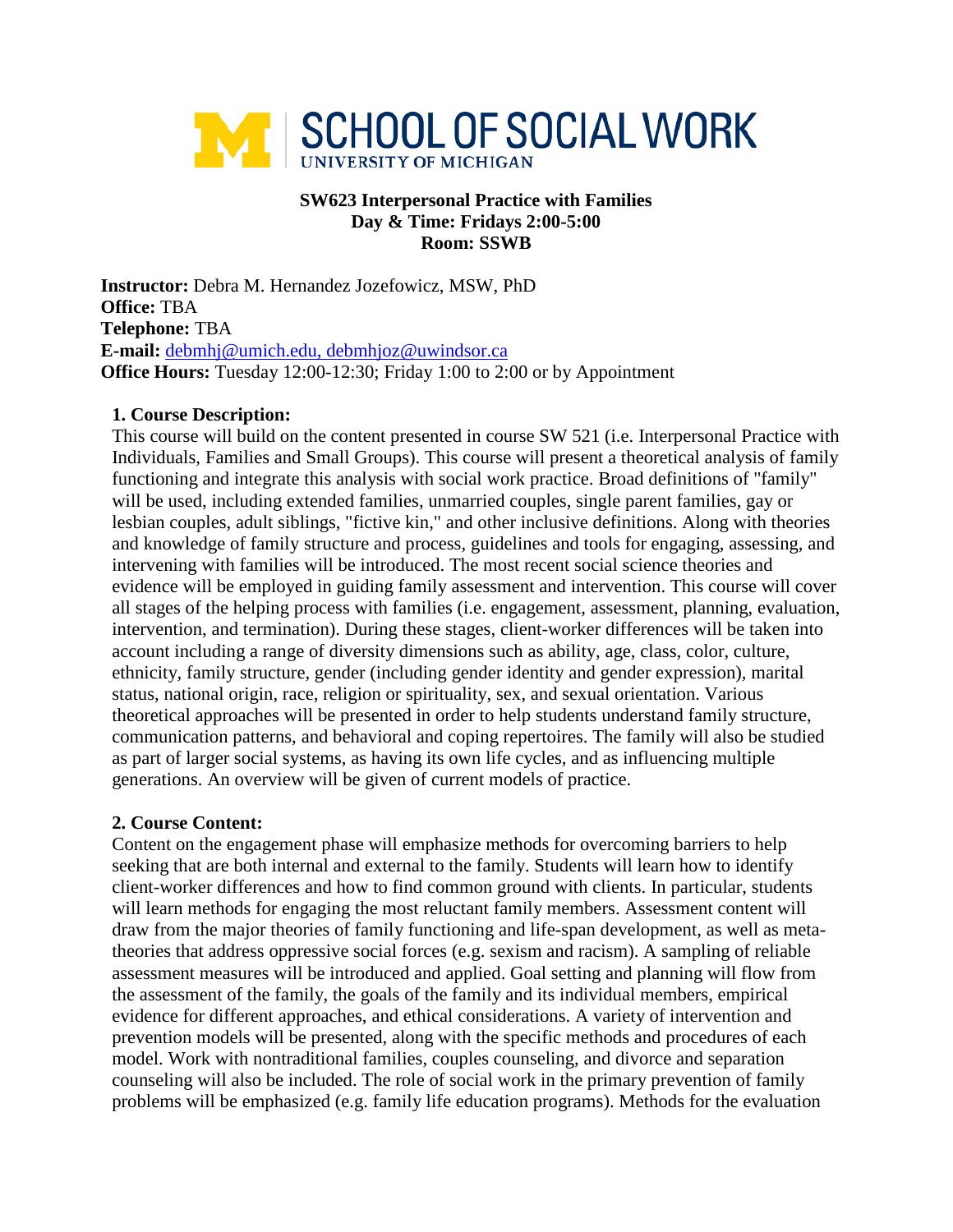SCHOOL OF SOCIAL WORK
UNIVERSITY OF MICHIGAN

**SW623 Interpersonal Practice with Families**
**Day & Time: Fridays 2:00-5:00**
**Room: SSWB**

**Instructor:** Debra M. Hernandez Jozefowicz, MSW, PhD
**Office:** TBA
**Telephone:** TBA
**E-mail:** debmhj@umich.edu, debmhjoz@uwindsor.ca
**Office Hours:** Tuesday 12:00-12:30; Friday 1:00 to 2:00 or by Appointment

## 1. Course Description:

This course will build on the content presented in course SW 521 (i.e. Interpersonal Practice with Individuals, Families and Small Groups). This course will present a theoretical analysis of family functioning and integrate this analysis with social work practice. Broad definitions of "family" will be used, including extended families, unmarried couples, single parent families, gay or lesbian couples, adult siblings, "fictive kin," and other inclusive definitions. Along with theories and knowledge of family structure and process, guidelines and tools for engaging, assessing, and intervening with families will be introduced. The most recent social science theories and evidence will be employed in guiding family assessment and intervention. This course will cover all stages of the helping process with families (i.e. engagement, assessment, planning, evaluation, intervention, and termination). During these stages, client-worker differences will be taken into account including a range of diversity dimensions such as ability, age, class, color, culture, ethnicity, family structure, gender (including gender identity and gender expression), marital status, national origin, race, religion or spirituality, sex, and sexual orientation. Various theoretical approaches will be presented in order to help students understand family structure, communication patterns, and behavioral and coping repertoires. The family will also be studied as part of larger social systems, as having its own life cycles, and as influencing multiple generations. An overview will be given of current models of practice.

## 2. Course Content:

Content on the engagement phase will emphasize methods for overcoming barriers to help seeking that are both internal and external to the family. Students will learn how to identify client-worker differences and how to find common ground with clients. In particular, students will learn methods for engaging the most reluctant family members. Assessment content will draw from the major theories of family functioning and life-span development, as well as meta-theories that address oppressive social forces (e.g. sexism and racism). A sampling of reliable assessment measures will be introduced and applied. Goal setting and planning will flow from the assessment of the family, the goals of the family and its individual members, empirical evidence for different approaches, and ethical considerations. A variety of intervention and prevention models will be presented, along with the specific methods and procedures of each model. Work with nontraditional families, couples counseling, and divorce and separation counseling will also be included. The role of social work in the primary prevention of family problems will be emphasized (e.g. family life education programs). Methods for the evaluation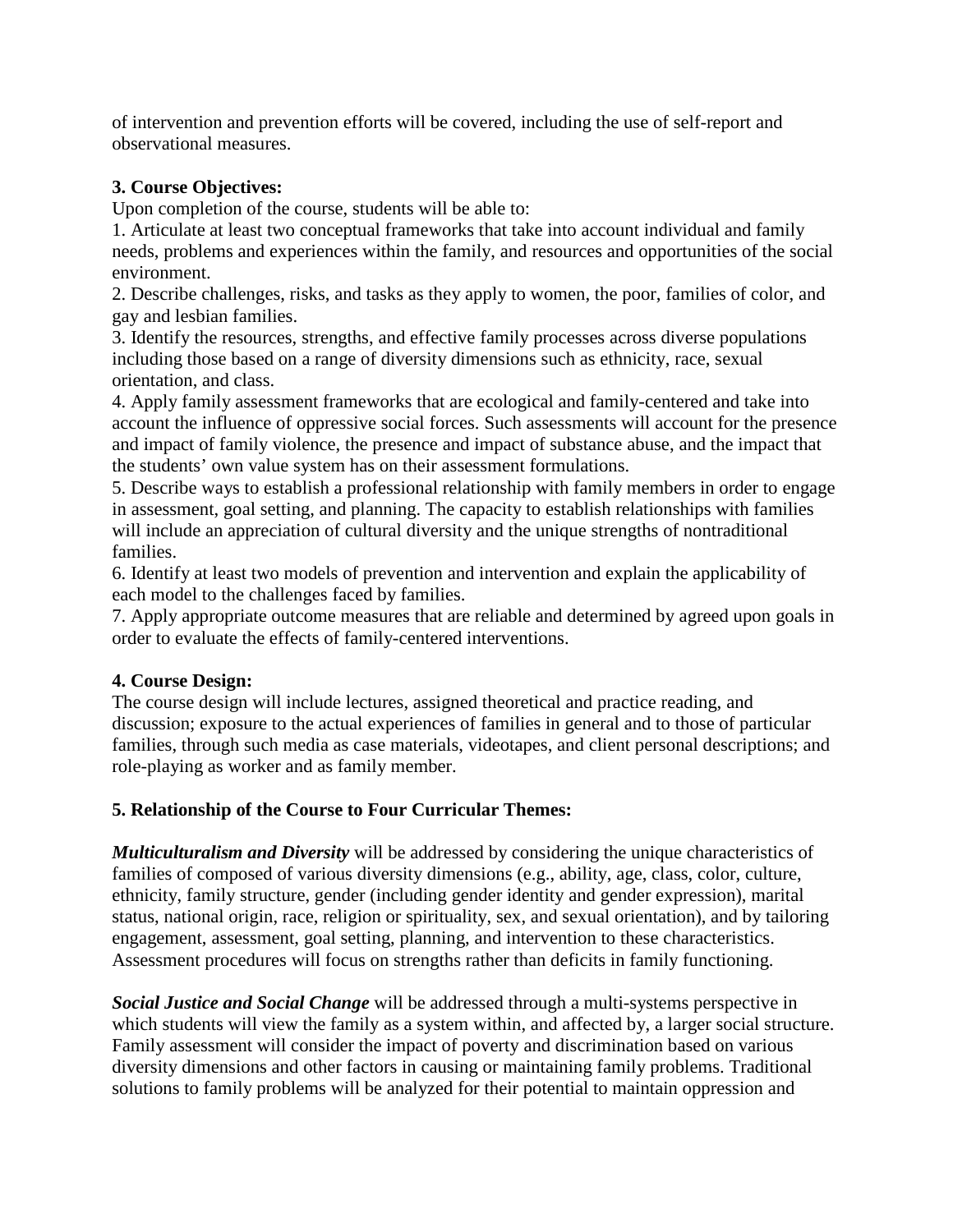of intervention and prevention efforts will be covered, including the use of self-report and observational measures.

**3. Course Objectives:**

Upon completion of the course, students will be able to:

1. Articulate at least two conceptual frameworks that take into account individual and family needs, problems and experiences within the family, and resources and opportunities of the social environment.
2. Describe challenges, risks, and tasks as they apply to women, the poor, families of color, and gay and lesbian families.
3. Identify the resources, strengths, and effective family processes across diverse populations including those based on a range of diversity dimensions such as ethnicity, race, sexual orientation, and class.
4. Apply family assessment frameworks that are ecological and family-centered and take into account the influence of oppressive social forces. Such assessments will account for the presence and impact of family violence, the presence and impact of substance abuse, and the impact that the students' own value system has on their assessment formulations.
5. Describe ways to establish a professional relationship with family members in order to engage in assessment, goal setting, and planning. The capacity to establish relationships with families will include an appreciation of cultural diversity and the unique strengths of nontraditional families.
6. Identify at least two models of prevention and intervention and explain the applicability of each model to the challenges faced by families.
7. Apply appropriate outcome measures that are reliable and determined by agreed upon goals in order to evaluate the effects of family-centered interventions.

**4. Course Design:**

The course design will include lectures, assigned theoretical and practice reading, and discussion; exposure to the actual experiences of families in general and to those of particular families, through such media as case materials, videotapes, and client personal descriptions; and role-playing as worker and as family member.

**5. Relationship of the Course to Four Curricular Themes:**

***Multiculturalism and Diversity*** will be addressed by considering the unique characteristics of families of composed of various diversity dimensions (e.g., ability, age, class, color, culture, ethnicity, family structure, gender (including gender identity and gender expression), marital status, national origin, race, religion or spirituality, sex, and sexual orientation), and by tailoring engagement, assessment, goal setting, planning, and intervention to these characteristics. Assessment procedures will focus on strengths rather than deficits in family functioning.

***Social Justice and Social Change*** will be addressed through a multi-systems perspective in which students will view the family as a system within, and affected by, a larger social structure. Family assessment will consider the impact of poverty and discrimination based on various diversity dimensions and other factors in causing or maintaining family problems. Traditional solutions to family problems will be analyzed for their potential to maintain oppression and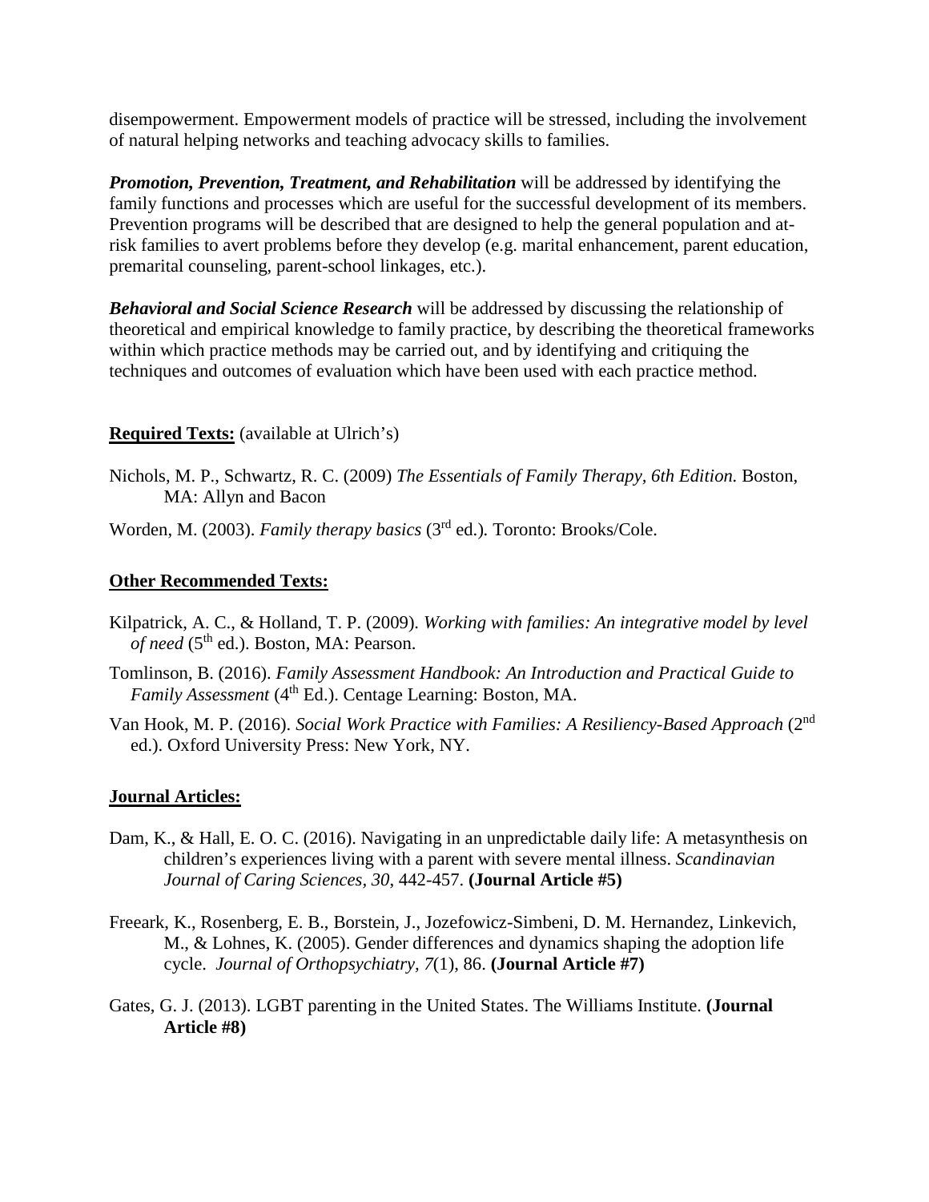disempowerment. Empowerment models of practice will be stressed, including the involvement of natural helping networks and teaching advocacy skills to families.

***Promotion, Prevention, Treatment, and Rehabilitation*** will be addressed by identifying the family functions and processes which are useful for the successful development of its members. Prevention programs will be described that are designed to help the general population and at-risk families to avert problems before they develop (e.g. marital enhancement, parent education, premarital counseling, parent-school linkages, etc.).

***Behavioral and Social Science Research*** will be addressed by discussing the relationship of theoretical and empirical knowledge to family practice, by describing the theoretical frameworks within which practice methods may be carried out, and by identifying and critiquing the techniques and outcomes of evaluation which have been used with each practice method.

**Required Texts:** (available at Ulrich's)

Nichols, M. P., Schwartz, R. C. (2009) *The Essentials of Family Therapy, 6th Edition.* Boston, MA: Allyn and Bacon

Worden, M. (2003). *Family therapy basics* (3rd ed.)*.* Toronto: Brooks/Cole.

**Other Recommended Texts:**

Kilpatrick, A. C., & Holland, T. P. (2009). *Working with families: An integrative model by level of need* (5th ed.). Boston, MA: Pearson.

Tomlinson, B. (2016). *Family Assessment Handbook: An Introduction and Practical Guide to Family Assessment* (4th Ed.). Centage Learning: Boston, MA.

Van Hook, M. P. (2016). *Social Work Practice with Families: A Resiliency-Based Approach* (2nd ed.). Oxford University Press: New York, NY.

**Journal Articles:**

Dam, K., & Hall, E. O. C. (2016). Navigating in an unpredictable daily life: A metasynthesis on children's experiences living with a parent with severe mental illness. *Scandinavian Journal of Caring Sciences, 30*, 442-457. **(Journal Article #5)**

Freeark, K., Rosenberg, E. B., Borstein, J., Jozefowicz-Simbeni, D. M. Hernandez, Linkevich, M., & Lohnes, K. (2005). Gender differences and dynamics shaping the adoption life cycle. *Journal of Orthopsychiatry, 7*(1), 86. **(Journal Article #7)**

Gates, G. J. (2013). LGBT parenting in the United States. The Williams Institute. **(Journal Article #8)**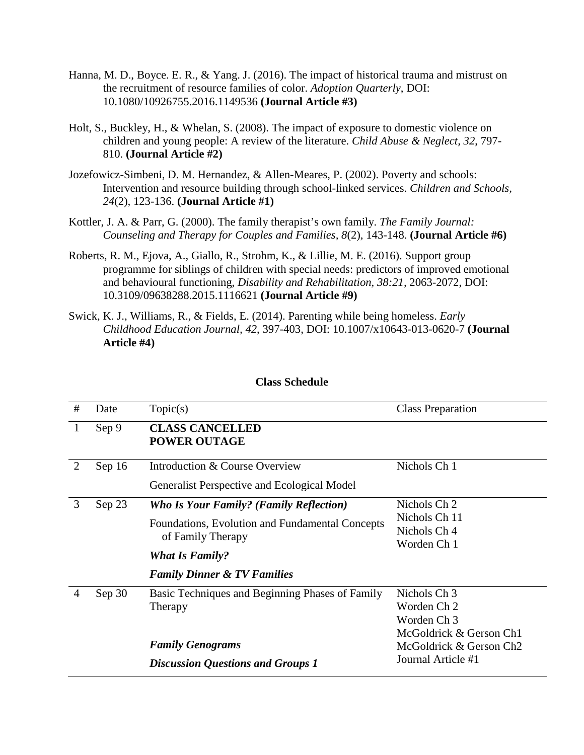Hanna, M. D., Boyce. E. R., & Yang. J. (2016). The impact of historical trauma and mistrust on the recruitment of resource families of color. *Adoption Quarterly*, DOI: 10.1080/10926755.2016.1149536 **(Journal Article #3)**

Holt, S., Buckley, H., & Whelan, S. (2008). The impact of exposure to domestic violence on children and young people: A review of the literature. *Child Abuse & Neglect, 32*, 797-810. **(Journal Article #2)**

Jozefowicz-Simbeni, D. M. Hernandez, & Allen-Meares, P. (2002). Poverty and schools: Intervention and resource building through school-linked services. *Children and Schools, 24*(2), 123-136. **(Journal Article #1)**

Kottler, J. A. & Parr, G. (2000). The family therapist's own family. *The Family Journal: Counseling and Therapy for Couples and Families, 8*(2), 143-148. **(Journal Article #6)**

Roberts, R. M., Ejova, A., Giallo, R., Strohm, K., & Lillie, M. E. (2016). Support group programme for siblings of children with special needs: predictors of improved emotional and behavioural functioning, *Disability and Rehabilitation, 38:21,* 2063-2072, DOI: 10.3109/09638288.2015.1116621 **(Journal Article #9)**

Swick, K. J., Williams, R., & Fields, E. (2014). Parenting while being homeless. *Early Childhood Education Journal, 42*, 397-403, DOI: 10.1007/x10643-013-0620-7 **(Journal Article #4)**

## Class Schedule

| # | Date | Topic(s) | Class Preparation |
|---|---|---|---|
| 1 | Sep 9 | **CLASS CANCELLED**<br>**POWER OUTAGE** | |
| 2 | Sep 16 | Introduction & Course Overview<br>Generalist Perspective and Ecological Model | Nichols Ch 1 |
| 3 | Sep 23 | ***Who Is Your Family? (Family Reflection)***<br>Foundations, Evolution and Fundamental Concepts of Family Therapy<br>***What Is Family?***<br>***Family Dinner & TV Families*** | Nichols Ch 2<br>Nichols Ch 11<br>Nichols Ch 4<br>Worden Ch 1 |
| 4 | Sep 30 | Basic Techniques and Beginning Phases of Family Therapy<br>***Family Genograms***<br>***Discussion Questions and Groups 1*** | Nichols Ch 3<br>Worden Ch 2<br>Worden Ch 3<br>McGoldrick & Gerson Ch1<br>McGoldrick & Gerson Ch2<br>Journal Article #1 |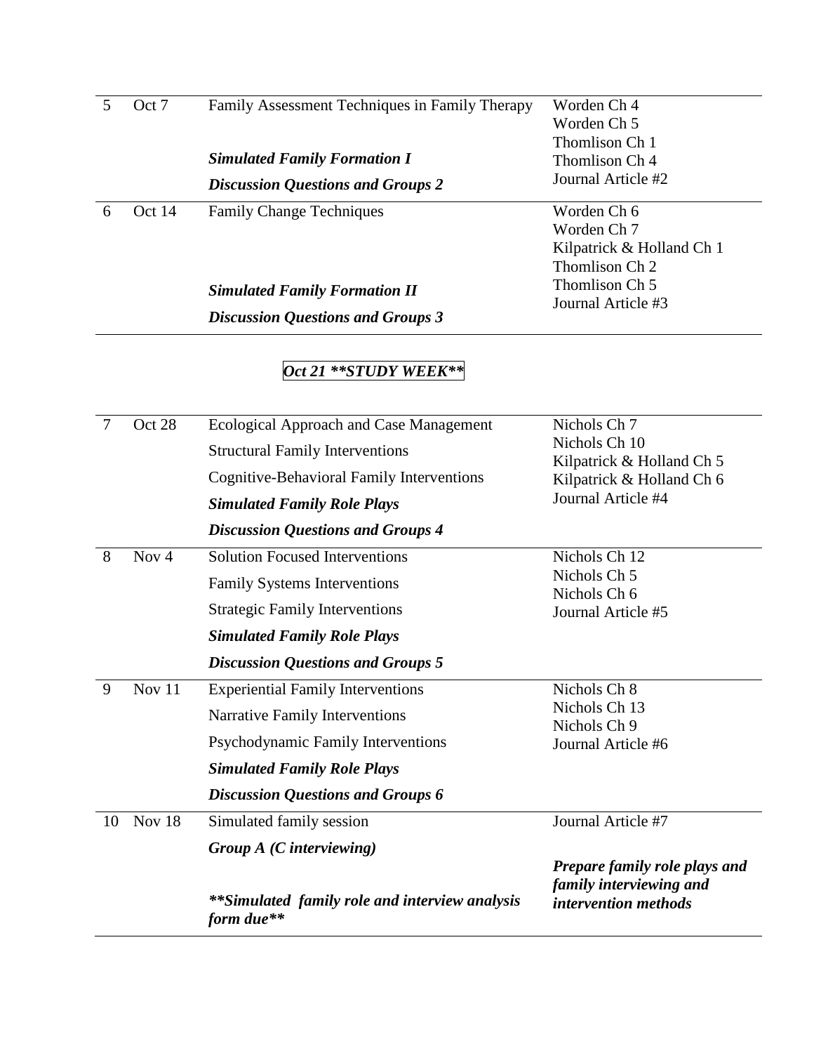| | | | |
|---|---|---|---|
| 5 | Oct 7 | Family Assessment Techniques in Family Therapy<br><br>***Simulated Family Formation I***<br>***Discussion Questions and Groups 2*** | Worden Ch 4<br>Worden Ch 5<br>Thomlison Ch 1<br>Thomlison Ch 4<br>Journal Article #2 |
| 6 | Oct 14 | Family Change Techniques<br><br><br>***Simulated Family Formation II***<br>***Discussion Questions and Groups 3*** | Worden Ch 6<br>Worden Ch 7<br>Kilpatrick & Holland Ch 1<br>Thomlison Ch 2<br>Thomlison Ch 5<br>Journal Article #3 |

***Oct 21 **STUDY WEEK*****

| | | | |
|---|---|---|---|
| 7 | Oct 28 | Ecological Approach and Case Management<br>Structural Family Interventions<br>Cognitive-Behavioral Family Interventions<br>***Simulated Family Role Plays***<br>***Discussion Questions and Groups 4*** | Nichols Ch 7<br>Nichols Ch 10<br>Kilpatrick & Holland Ch 5<br>Kilpatrick & Holland Ch 6<br>Journal Article #4 |
| 8 | Nov 4 | Solution Focused Interventions<br>Family Systems Interventions<br>Strategic Family Interventions<br>***Simulated Family Role Plays***<br>***Discussion Questions and Groups 5*** | Nichols Ch 12<br>Nichols Ch 5<br>Nichols Ch 6<br>Journal Article #5 |
| 9 | Nov 11 | Experiential Family Interventions<br>Narrative Family Interventions<br>Psychodynamic Family Interventions<br>***Simulated Family Role Plays***<br>***Discussion Questions and Groups 6*** | Nichols Ch 8<br>Nichols Ch 13<br>Nichols Ch 9<br>Journal Article #6 |
| 10 | Nov 18 | Simulated family session<br>***Group A (C interviewing)***<br><br>***\*\*Simulated family role and interview analysis form due\*\**** | Journal Article #7<br><br>***Prepare family role plays and family interviewing and intervention methods*** |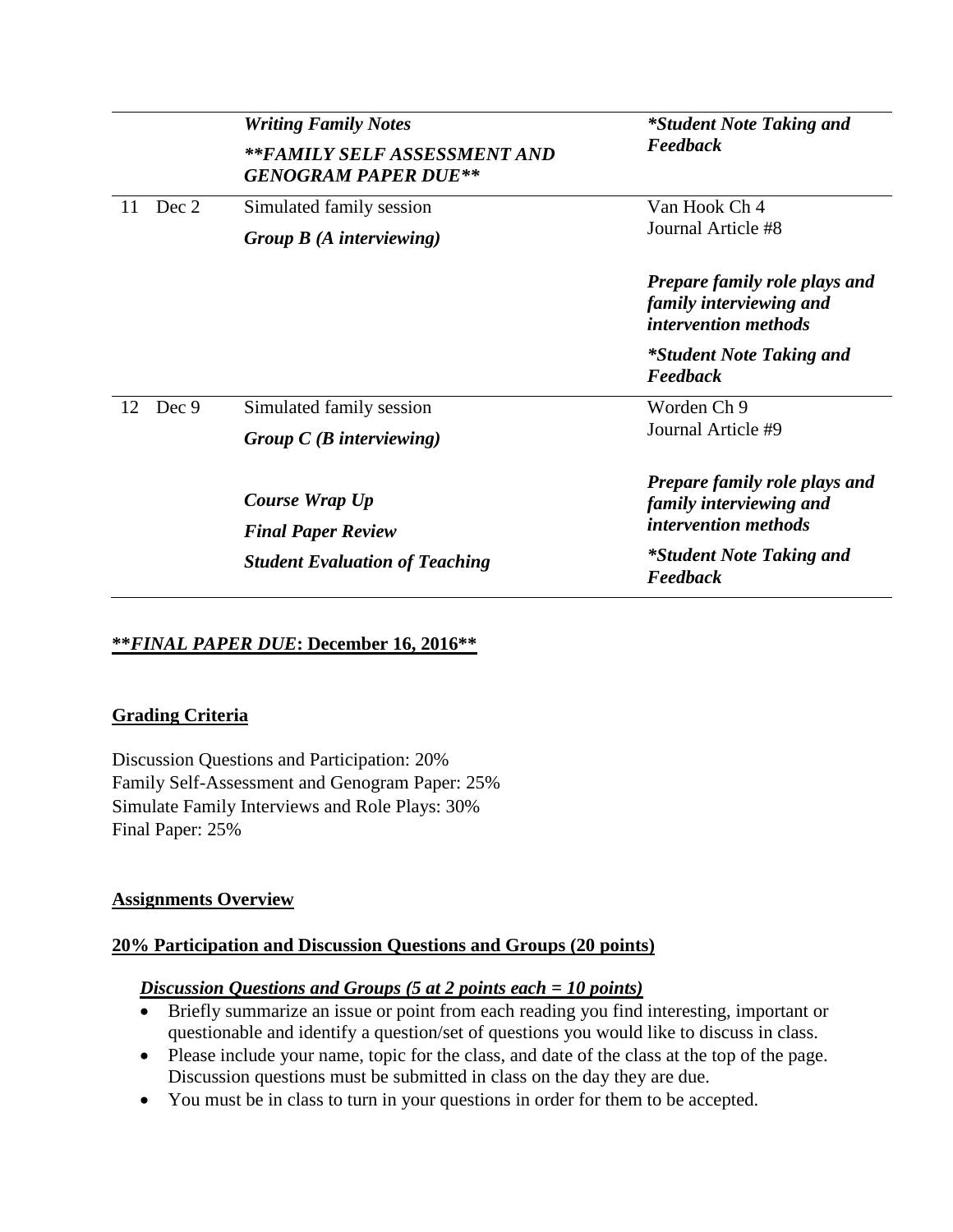| | | | |
|---|---|---|---|
| | | ***Writing Family Notes***<br><br>***\*\*FAMILY SELF ASSESSMENT AND GENOGRAM PAPER DUE\*\**** | ***\*Student Note Taking and Feedback*** |
| 11 | Dec 2 | Simulated family session<br><br>***Group B (A interviewing)*** | Van Hook Ch 4<br>Journal Article #8<br><br>***Prepare family role plays and family interviewing and intervention methods***<br><br>***\*Student Note Taking and Feedback*** |
| 12 | Dec 9 | Simulated family session<br><br>***Group C (B interviewing)***<br><br>***Course Wrap Up***<br><br>***Final Paper Review***<br><br>***Student Evaluation of Teaching*** | Worden Ch 9<br>Journal Article #9<br><br>***Prepare family role plays and family interviewing and intervention methods***<br><br>***\*Student Note Taking and Feedback*** |

**\*\****FINAL PAPER DUE***: December 16, 2016\*\***

**Grading Criteria**

Discussion Questions and Participation: 20%
Family Self-Assessment and Genogram Paper: 25%
Simulate Family Interviews and Role Plays: 30%
Final Paper: 25%

**Assignments Overview**

**20% Participation and Discussion Questions and Groups (20 points)**

***Discussion Questions and Groups (5 at 2 points each = 10 points)***

- Briefly summarize an issue or point from each reading you find interesting, important or questionable and identify a question/set of questions you would like to discuss in class.
- Please include your name, topic for the class, and date of the class at the top of the page. Discussion questions must be submitted in class on the day they are due.
- You must be in class to turn in your questions in order for them to be accepted.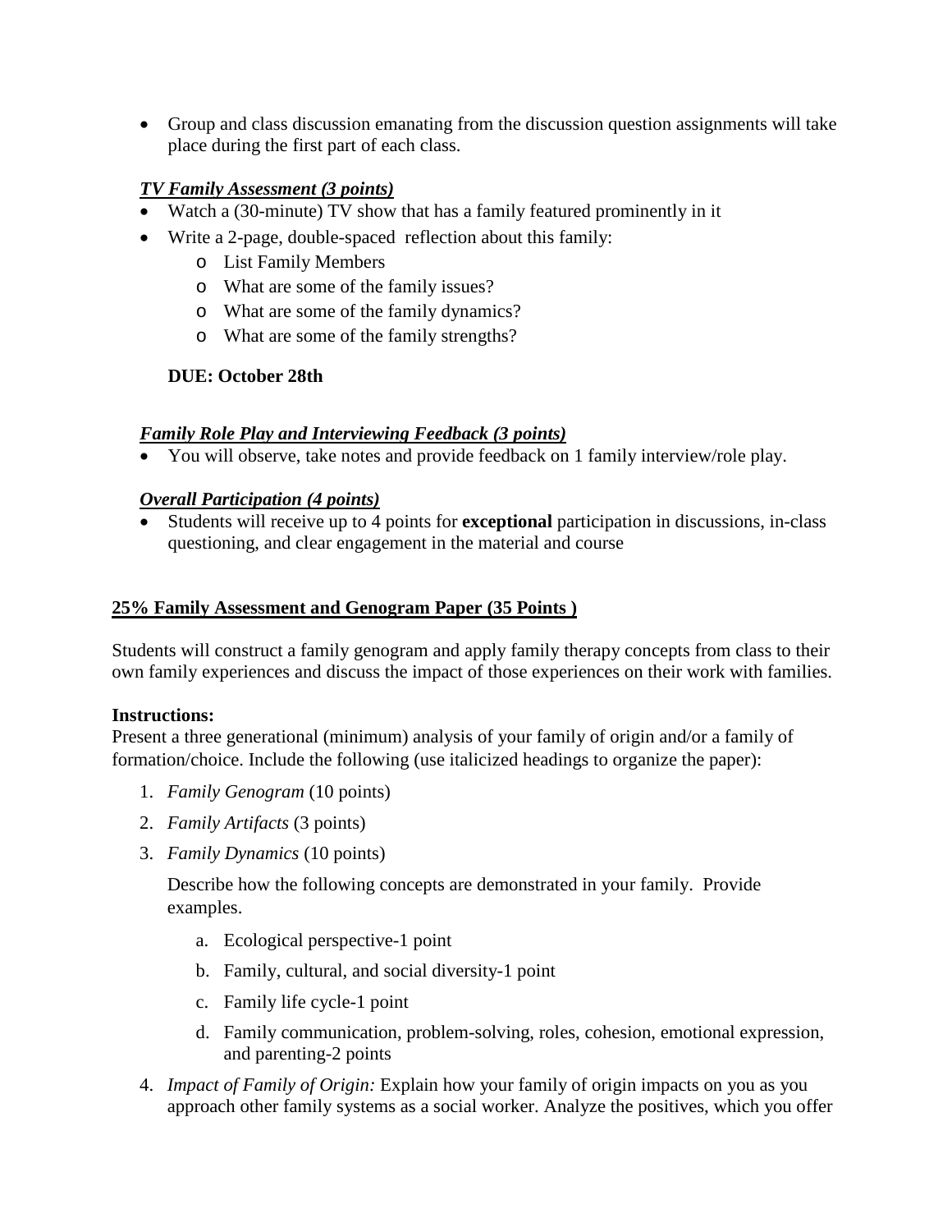- Group and class discussion emanating from the discussion question assignments will take place during the first part of each class.

***TV Family Assessment (3 points)***

- Watch a (30-minute) TV show that has a family featured prominently in it
- Write a 2-page, double-spaced reflection about this family:
  - List Family Members
  - What are some of the family issues?
  - What are some of the family dynamics?
  - What are some of the family strengths?

**DUE: October 28th**

***Family Role Play and Interviewing Feedback (3 points)***

- You will observe, take notes and provide feedback on 1 family interview/role play.

***Overall Participation (4 points)***

- Students will receive up to 4 points for **exceptional** participation in discussions, in-class questioning, and clear engagement in the material and course

**25% Family Assessment and Genogram Paper (35 Points )**

Students will construct a family genogram and apply family therapy concepts from class to their own family experiences and discuss the impact of those experiences on their work with families.

**Instructions:**
Present a three generational (minimum) analysis of your family of origin and/or a family of formation/choice. Include the following (use italicized headings to organize the paper):

1. *Family Genogram* (10 points)
2. *Family Artifacts* (3 points)
3. *Family Dynamics* (10 points)

   Describe how the following concepts are demonstrated in your family. Provide examples.

   a. Ecological perspective-1 point
   b. Family, cultural, and social diversity-1 point
   c. Family life cycle-1 point
   d. Family communication, problem-solving, roles, cohesion, emotional expression, and parenting-2 points

4. *Impact of Family of Origin:* Explain how your family of origin impacts on you as you approach other family systems as a social worker. Analyze the positives, which you offer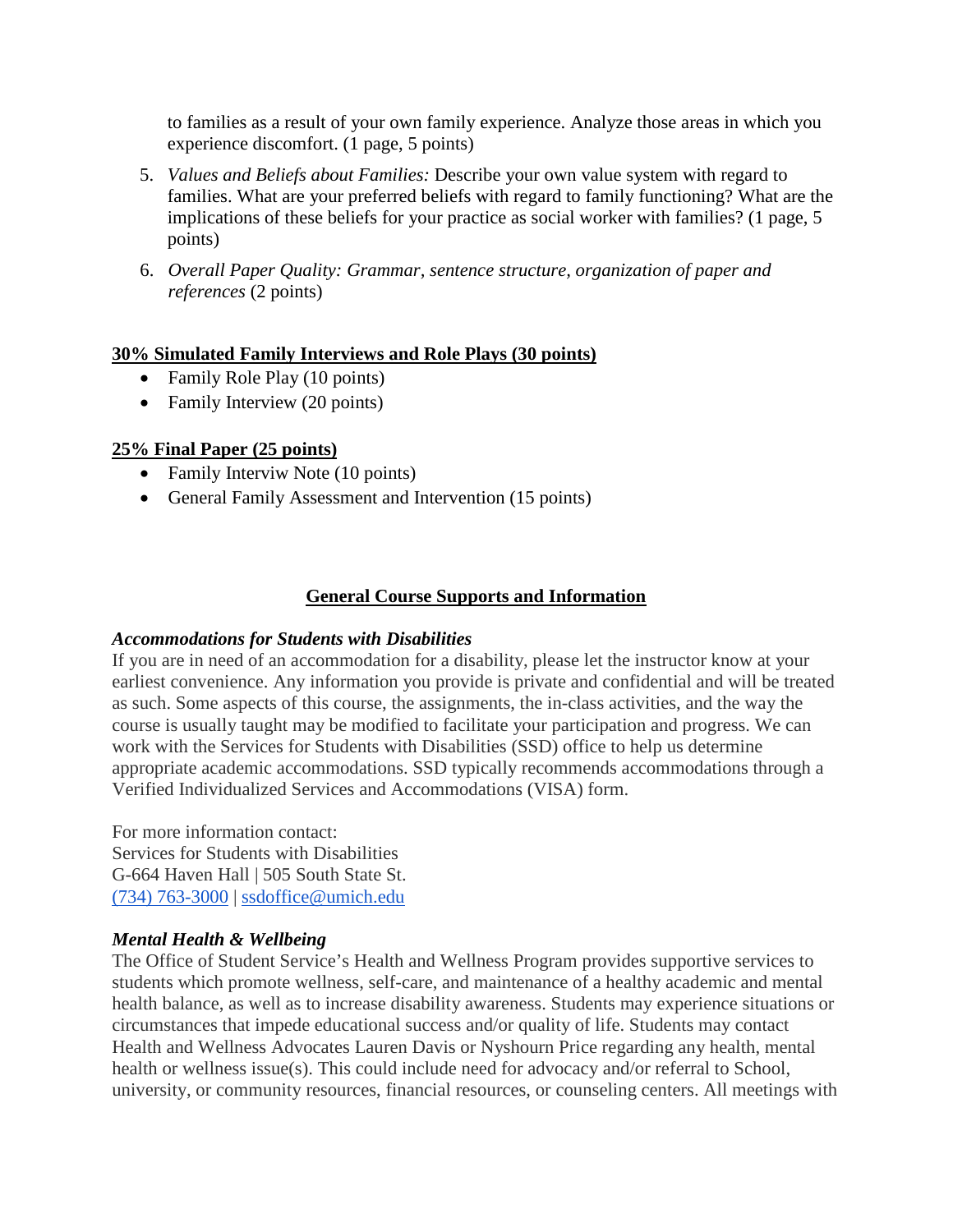to families as a result of your own family experience. Analyze those areas in which you experience discomfort. (1 page, 5 points)

5. *Values and Beliefs about Families:* Describe your own value system with regard to families. What are your preferred beliefs with regard to family functioning? What are the implications of these beliefs for your practice as social worker with families? (1 page, 5 points)

6. *Overall Paper Quality: Grammar, sentence structure, organization of paper and references* (2 points)

**<u>30% Simulated Family Interviews and Role Plays (30 points)</u>**

- Family Role Play (10 points)
- Family Interview (20 points)

**<u>25% Final Paper (25 points)</u>**

- Family Interviw Note (10 points)
- General Family Assessment and Intervention (15 points)

## <u>General Course Supports and Information</u>

***Accommodations for Students with Disabilities***

If you are in need of an accommodation for a disability, please let the instructor know at your earliest convenience. Any information you provide is private and confidential and will be treated as such. Some aspects of this course, the assignments, the in-class activities, and the way the course is usually taught may be modified to facilitate your participation and progress. We can work with the Services for Students with Disabilities (SSD) office to help us determine appropriate academic accommodations. SSD typically recommends accommodations through a Verified Individualized Services and Accommodations (VISA) form.

For more information contact:
Services for Students with Disabilities
G-664 Haven Hall | 505 South State St.
(734) 763-3000 | ssdoffice@umich.edu

***Mental Health & Wellbeing***

The Office of Student Service's Health and Wellness Program provides supportive services to students which promote wellness, self-care, and maintenance of a healthy academic and mental health balance, as well as to increase disability awareness. Students may experience situations or circumstances that impede educational success and/or quality of life. Students may contact Health and Wellness Advocates Lauren Davis or Nyshourn Price regarding any health, mental health or wellness issue(s). This could include need for advocacy and/or referral to School, university, or community resources, financial resources, or counseling centers. All meetings with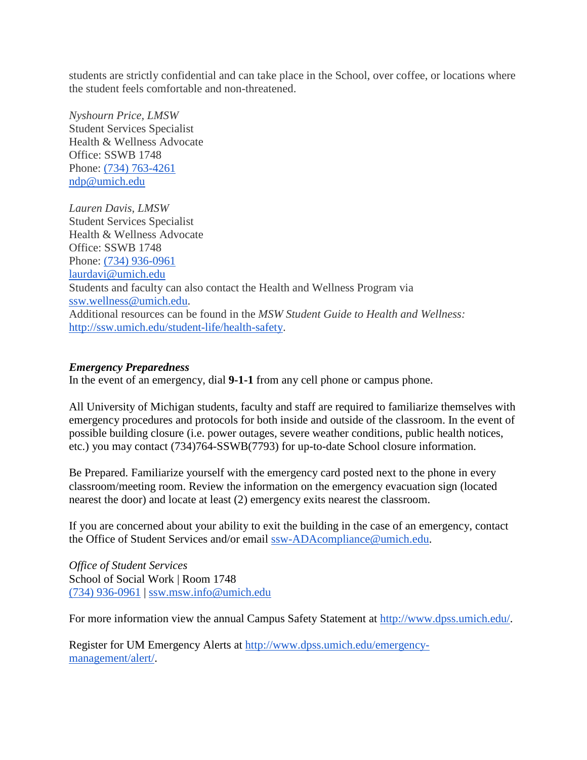students are strictly confidential and can take place in the School, over coffee, or locations where the student feels comfortable and non-threatened.

*Nyshourn Price, LMSW*
Student Services Specialist
Health & Wellness Advocate
Office: SSWB 1748
Phone: (734) 763-4261
ndp@umich.edu

*Lauren Davis, LMSW*
Student Services Specialist
Health & Wellness Advocate
Office: SSWB 1748
Phone: (734) 936-0961
laurdavi@umich.edu
Students and faculty can also contact the Health and Wellness Program via ssw.wellness@umich.edu.
Additional resources can be found in the *MSW Student Guide to Health and Wellness:* http://ssw.umich.edu/student-life/health-safety.

***Emergency Preparedness***
In the event of an emergency, dial **9-1-1** from any cell phone or campus phone.

All University of Michigan students, faculty and staff are required to familiarize themselves with emergency procedures and protocols for both inside and outside of the classroom. In the event of possible building closure (i.e. power outages, severe weather conditions, public health notices, etc.) you may contact (734)764-SSWB(7793) for up-to-date School closure information.

Be Prepared. Familiarize yourself with the emergency card posted next to the phone in every classroom/meeting room. Review the information on the emergency evacuation sign (located nearest the door) and locate at least (2) emergency exits nearest the classroom.

If you are concerned about your ability to exit the building in the case of an emergency, contact the Office of Student Services and/or email ssw-ADAcompliance@umich.edu.

*Office of Student Services*
School of Social Work | Room 1748
(734) 936-0961 | ssw.msw.info@umich.edu

For more information view the annual Campus Safety Statement at http://www.dpss.umich.edu/.

Register for UM Emergency Alerts at http://www.dpss.umich.edu/emergency-management/alert/.